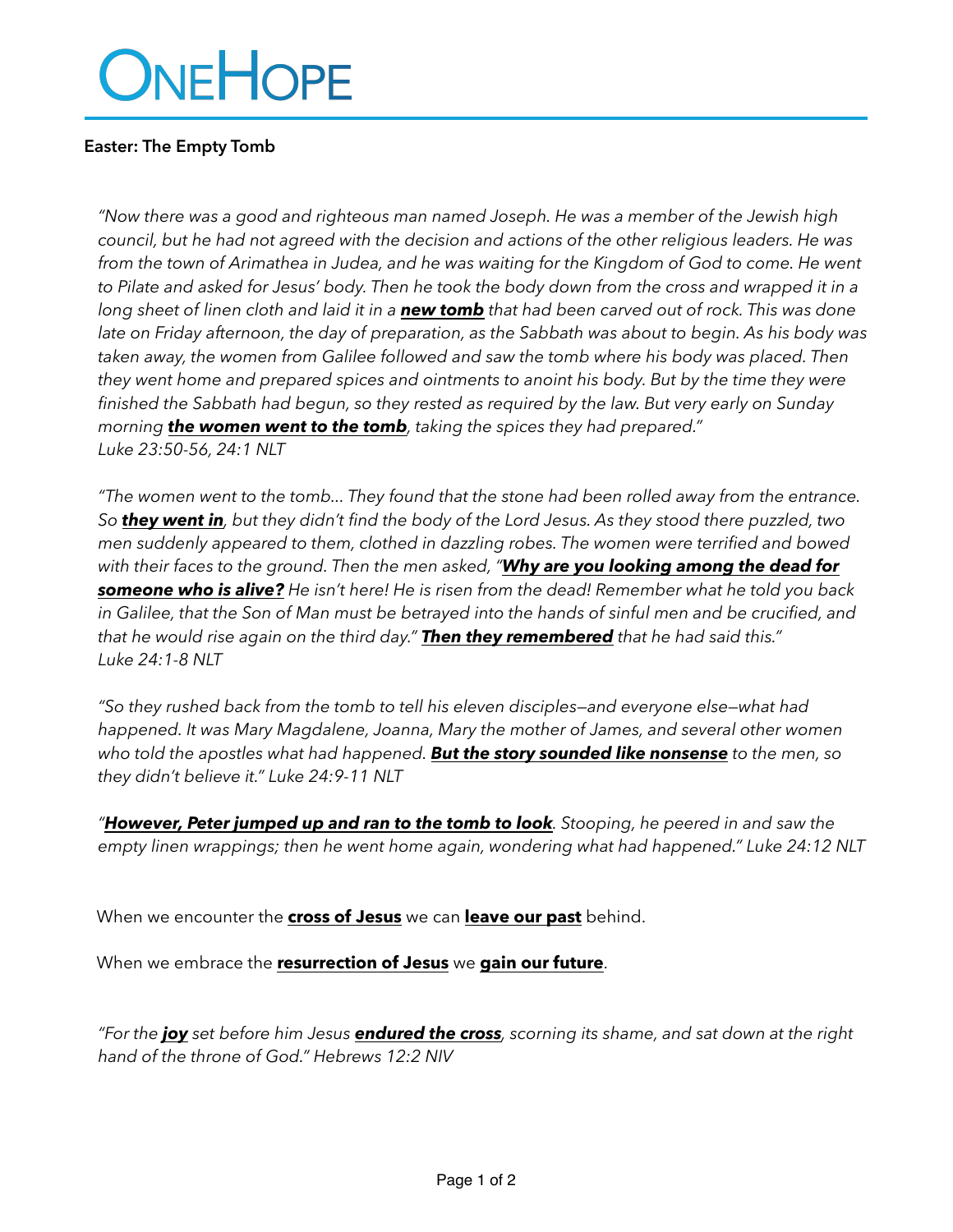# ONEHOPE

**Easter: The Empty Tomb**

*"Now there was a good and righteous man named Joseph. He was a member of the Jewish high council, but he had not agreed with the decision and actions of the other religious leaders. He was from the town of Arimathea in Judea, and he was waiting for the Kingdom of God to come. He went to Pilate and asked for Jesus' body. Then he took the body down from the cross and wrapped it in a long sheet of linen cloth and laid it in a* ***<u>new tomb</u>*** *that had been carved out of rock. This was done late on Friday afternoon, the day of preparation, as the Sabbath was about to begin. As his body was taken away, the women from Galilee followed and saw the tomb where his body was placed. Then they went home and prepared spices and ointments to anoint his body. But by the time they were finished the Sabbath had begun, so they rested as required by the law. But very early on Sunday morning* ***<u>the women went to the tomb</u>****, taking the spices they had prepared."*
*Luke 23:50-56, 24:1 NLT*

*"The women went to the tomb… They found that the stone had been rolled away from the entrance. So* ***<u>they went in</u>****, but they didn't find the body of the Lord Jesus. As they stood there puzzled, two men suddenly appeared to them, clothed in dazzling robes. The women were terrified and bowed with their faces to the ground. Then the men asked, "****<u>Why are you looking among the dead for someone who is alive?</u>*** *He isn't here! He is risen from the dead! Remember what he told you back in Galilee, that the Son of Man must be betrayed into the hands of sinful men and be crucified, and that he would rise again on the third day."* ***<u>Then they remembered</u>*** *that he had said this."*
*Luke 24:1-8 NLT*

*"So they rushed back from the tomb to tell his eleven disciples—and everyone else—what had happened. It was Mary Magdalene, Joanna, Mary the mother of James, and several other women who told the apostles what had happened.* ***<u>But the story sounded like nonsense</u>*** *to the men, so they didn't believe it." Luke 24:9-11 NLT*

*"****<u>However, Peter jumped up and ran to the tomb to look</u>****. Stooping, he peered in and saw the empty linen wrappings; then he went home again, wondering what had happened." Luke 24:12 NLT*

When we encounter the **<u>cross of Jesus</u>** we can **<u>leave our past</u>** behind.

When we embrace the **<u>resurrection of Jesus</u>** we **<u>gain our future</u>**.

*"For the* ***<u>joy</u>*** *set before him Jesus* ***<u>endured the cross</u>****, scorning its shame, and sat down at the right hand of the throne of God." Hebrews 12:2 NIV*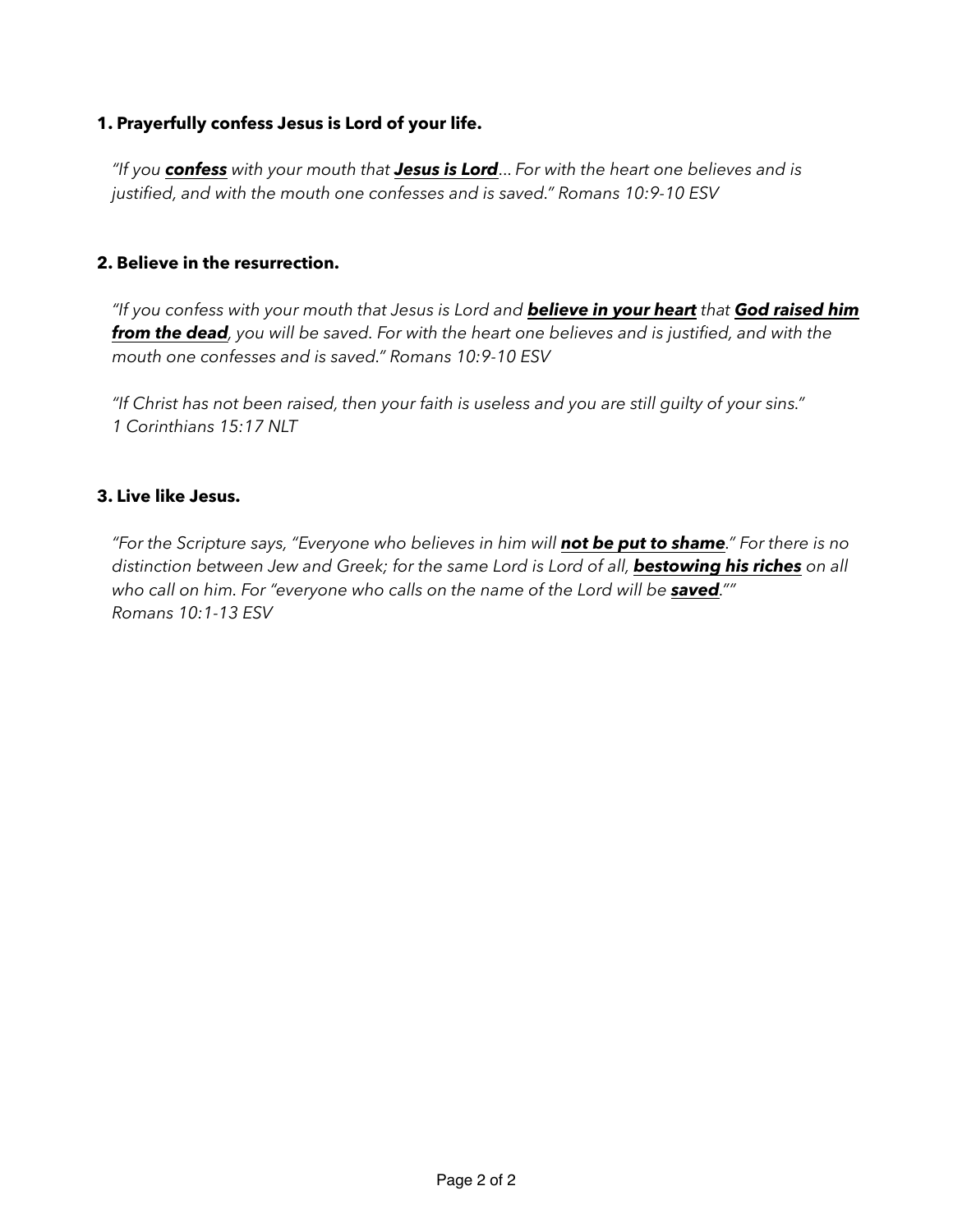**1. Prayerfully confess Jesus is Lord of your life.**

*"If you **confess** with your mouth that **Jesus is Lord**… For with the heart one believes and is justified, and with the mouth one confesses and is saved." Romans 10:9-10 ESV*

**2. Believe in the resurrection.**

*"If you confess with your mouth that Jesus is Lord and **believe in your heart** that **God raised him from the dead**, you will be saved. For with the heart one believes and is justified, and with the mouth one confesses and is saved." Romans 10:9-10 ESV*

*"If Christ has not been raised, then your faith is useless and you are still guilty of your sins." 1 Corinthians 15:17 NLT*

**3. Live like Jesus.**

*"For the Scripture says, "Everyone who believes in him will **not be put to shame**." For there is no distinction between Jew and Greek; for the same Lord is Lord of all, **bestowing his riches** on all who call on him. For "everyone who calls on the name of the Lord will be **saved**."" Romans 10:1-13 ESV*